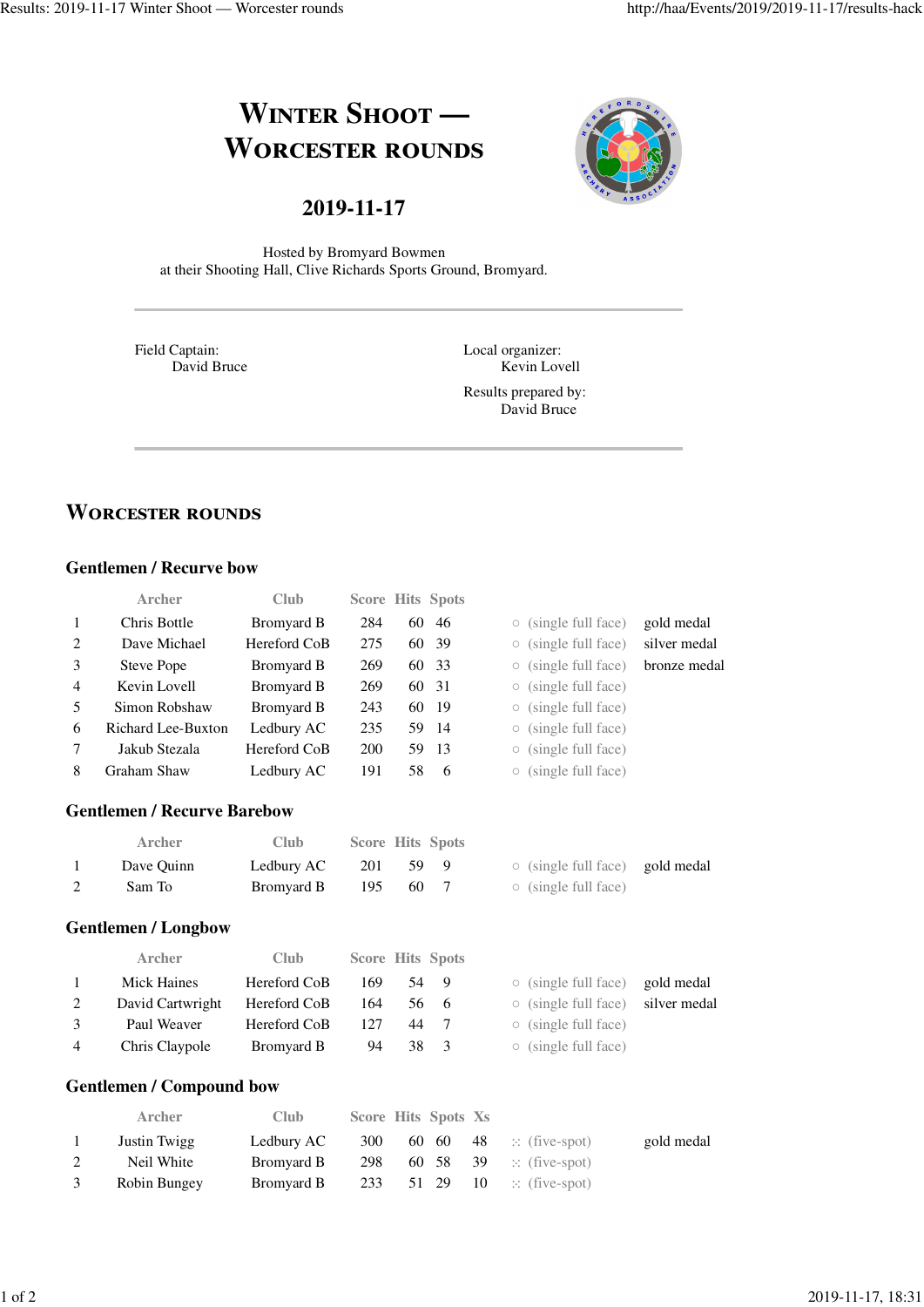# Winter Shoot — Worcester rounds

## 2019-11-17

Hosted by Bromyard Bowmen
at their Shooting Hall, Clive Richards Sports Ground, Bromyard.

---

Field Captain:
David Bruce

Local organizer:
Kevin Lovell

Results prepared by:
David Bruce

---

## Worcester rounds

### Gentlemen / Recurve bow

| | Archer | Club | Score | Hits | Spots | | |
|---|---|---|---|---|---|---|---|
| 1 | Chris Bottle | Bromyard B | 284 | 60 | 46 | ○ (single full face) | gold medal |
| 2 | Dave Michael | Hereford CoB | 275 | 60 | 39 | ○ (single full face) | silver medal |
| 3 | Steve Pope | Bromyard B | 269 | 60 | 33 | ○ (single full face) | bronze medal |
| 4 | Kevin Lovell | Bromyard B | 269 | 60 | 31 | ○ (single full face) | |
| 5 | Simon Robshaw | Bromyard B | 243 | 60 | 19 | ○ (single full face) | |
| 6 | Richard Lee-Buxton | Ledbury AC | 235 | 59 | 14 | ○ (single full face) | |
| 7 | Jakub Stezala | Hereford CoB | 200 | 59 | 13 | ○ (single full face) | |
| 8 | Graham Shaw | Ledbury AC | 191 | 58 | 6 | ○ (single full face) | |

### Gentlemen / Recurve Barebow

| | Archer | Club | Score | Hits | Spots | | |
|---|---|---|---|---|---|---|---|
| 1 | Dave Quinn | Ledbury AC | 201 | 59 | 9 | ○ (single full face) | gold medal |
| 2 | Sam To | Bromyard B | 195 | 60 | 7 | ○ (single full face) | |

### Gentlemen / Longbow

| | Archer | Club | Score | Hits | Spots | | |
|---|---|---|---|---|---|---|---|
| 1 | Mick Haines | Hereford CoB | 169 | 54 | 9 | ○ (single full face) | gold medal |
| 2 | David Cartwright | Hereford CoB | 164 | 56 | 6 | ○ (single full face) | silver medal |
| 3 | Paul Weaver | Hereford CoB | 127 | 44 | 7 | ○ (single full face) | |
| 4 | Chris Claypole | Bromyard B | 94 | 38 | 3 | ○ (single full face) | |

### Gentlemen / Compound bow

| | Archer | Club | Score | Hits | Spots | Xs | | |
|---|---|---|---|---|---|---|---|---|
| 1 | Justin Twigg | Ledbury AC | 300 | 60 | 60 | 48 | :: (five-spot) | gold medal |
| 2 | Neil White | Bromyard B | 298 | 60 | 58 | 39 | :: (five-spot) | |
| 3 | Robin Bungey | Bromyard B | 233 | 51 | 29 | 10 | :: (five-spot) | |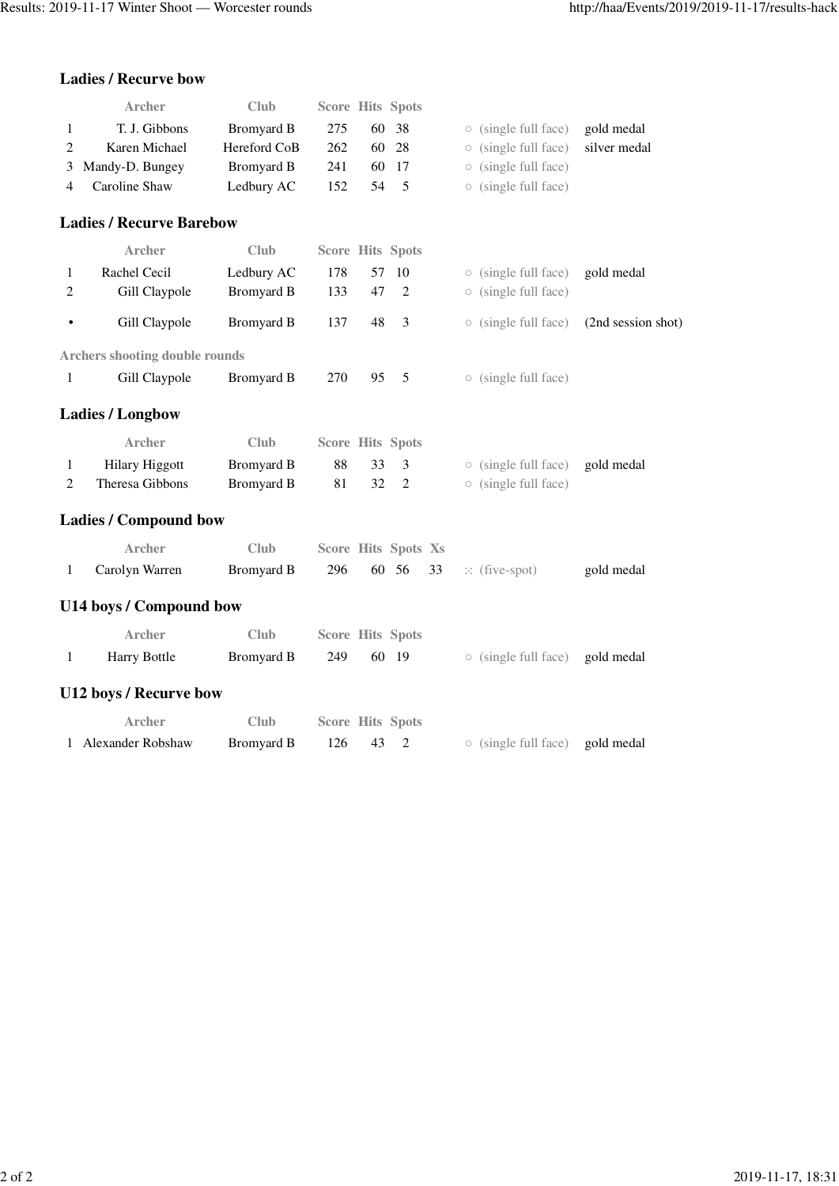## Ladies / Recurve bow

| | Archer | Club | Score | Hits | Spots | | |
|---|---|---|---|---|---|---|---|
| 1 | T. J. Gibbons | Bromyard B | 275 | 60 | 38 | ○ (single full face) | gold medal |
| 2 | Karen Michael | Hereford CoB | 262 | 60 | 28 | ○ (single full face) | silver medal |
| 3 | Mandy-D. Bungey | Bromyard B | 241 | 60 | 17 | ○ (single full face) | |
| 4 | Caroline Shaw | Ledbury AC | 152 | 54 | 5 | ○ (single full face) | |

## Ladies / Recurve Barebow

| | Archer | Club | Score | Hits | Spots | | |
|---|---|---|---|---|---|---|---|
| 1 | Rachel Cecil | Ledbury AC | 178 | 57 | 10 | ○ (single full face) | gold medal |
| 2 | Gill Claypole | Bromyard B | 133 | 47 | 2 | ○ (single full face) | |
| • | Gill Claypole | Bromyard B | 137 | 48 | 3 | ○ (single full face) | (2nd session shot) |

**Archers shooting double rounds**

| | Archer | Club | Score | Hits | Spots | |
|---|---|---|---|---|---|---|
| 1 | Gill Claypole | Bromyard B | 270 | 95 | 5 | ○ (single full face) |

## Ladies / Longbow

| | Archer | Club | Score | Hits | Spots | | |
|---|---|---|---|---|---|---|---|
| 1 | Hilary Higgott | Bromyard B | 88 | 33 | 3 | ○ (single full face) | gold medal |
| 2 | Theresa Gibbons | Bromyard B | 81 | 32 | 2 | ○ (single full face) | |

## Ladies / Compound bow

| | Archer | Club | Score | Hits | Spots | Xs | | |
|---|---|---|---|---|---|---|---|---|
| 1 | Carolyn Warren | Bromyard B | 296 | 60 | 56 | 33 | :·: (five-spot) | gold medal |

## U14 boys / Compound bow

| | Archer | Club | Score | Hits | Spots | | |
|---|---|---|---|---|---|---|---|
| 1 | Harry Bottle | Bromyard B | 249 | 60 | 19 | ○ (single full face) | gold medal |

## U12 boys / Recurve bow

| | Archer | Club | Score | Hits | Spots | | |
|---|---|---|---|---|---|---|---|
| 1 | Alexander Robshaw | Bromyard B | 126 | 43 | 2 | ○ (single full face) | gold medal |